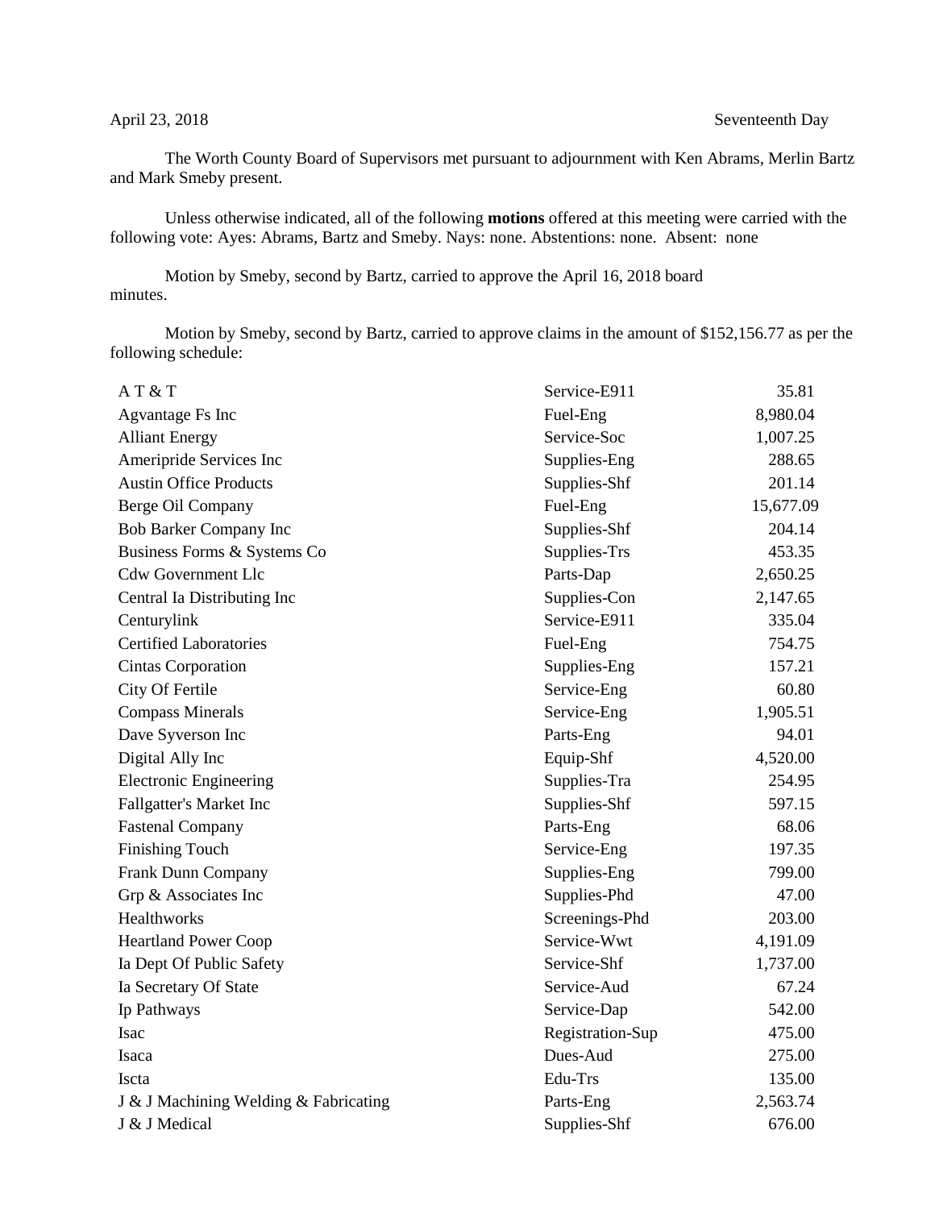April 23, 2018 Seventeenth Day

The Worth County Board of Supervisors met pursuant to adjournment with Ken Abrams, Merlin Bartz and Mark Smeby present.

Unless otherwise indicated, all of the following **motions** offered at this meeting were carried with the following vote: Ayes: Abrams, Bartz and Smeby. Nays: none. Abstentions: none. Absent: none

Motion by Smeby, second by Bartz, carried to approve the April 16, 2018 board minutes.

Motion by Smeby, second by Bartz, carried to approve claims in the amount of $152,156.77 as per the following schedule:

| | | |
|---|---|---|
| A T & T | Service-E911 | 35.81 |
| Agvantage Fs Inc | Fuel-Eng | 8,980.04 |
| Alliant Energy | Service-Soc | 1,007.25 |
| Ameripride Services Inc | Supplies-Eng | 288.65 |
| Austin Office Products | Supplies-Shf | 201.14 |
| Berge Oil Company | Fuel-Eng | 15,677.09 |
| Bob Barker Company Inc | Supplies-Shf | 204.14 |
| Business Forms & Systems Co | Supplies-Trs | 453.35 |
| Cdw Government Llc | Parts-Dap | 2,650.25 |
| Central Ia Distributing Inc | Supplies-Con | 2,147.65 |
| Centurylink | Service-E911 | 335.04 |
| Certified Laboratories | Fuel-Eng | 754.75 |
| Cintas Corporation | Supplies-Eng | 157.21 |
| City Of Fertile | Service-Eng | 60.80 |
| Compass Minerals | Service-Eng | 1,905.51 |
| Dave Syverson Inc | Parts-Eng | 94.01 |
| Digital Ally Inc | Equip-Shf | 4,520.00 |
| Electronic Engineering | Supplies-Tra | 254.95 |
| Fallgatter's Market Inc | Supplies-Shf | 597.15 |
| Fastenal Company | Parts-Eng | 68.06 |
| Finishing Touch | Service-Eng | 197.35 |
| Frank Dunn Company | Supplies-Eng | 799.00 |
| Grp & Associates Inc | Supplies-Phd | 47.00 |
| Healthworks | Screenings-Phd | 203.00 |
| Heartland Power Coop | Service-Wwt | 4,191.09 |
| Ia Dept Of Public Safety | Service-Shf | 1,737.00 |
| Ia Secretary Of State | Service-Aud | 67.24 |
| Ip Pathways | Service-Dap | 542.00 |
| Isac | Registration-Sup | 475.00 |
| Isaca | Dues-Aud | 275.00 |
| Iscta | Edu-Trs | 135.00 |
| J & J Machining Welding & Fabricating | Parts-Eng | 2,563.74 |
| J & J Medical | Supplies-Shf | 676.00 |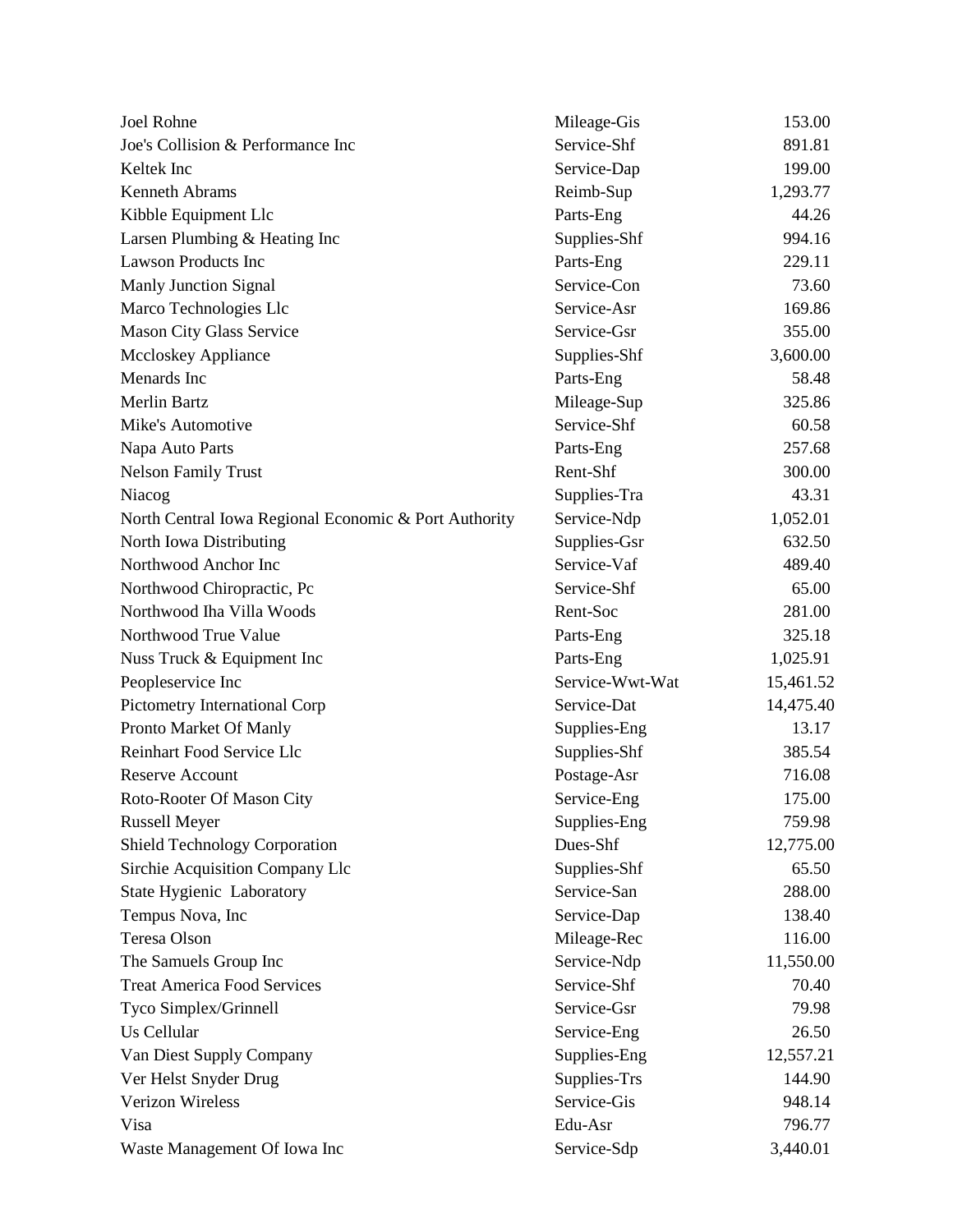| | | |
|---|---|---|
| Joel Rohne | Mileage-Gis | 153.00 |
| Joe's Collision & Performance Inc | Service-Shf | 891.81 |
| Keltek Inc | Service-Dap | 199.00 |
| Kenneth Abrams | Reimb-Sup | 1,293.77 |
| Kibble Equipment Llc | Parts-Eng | 44.26 |
| Larsen Plumbing & Heating Inc | Supplies-Shf | 994.16 |
| Lawson Products Inc | Parts-Eng | 229.11 |
| Manly Junction Signal | Service-Con | 73.60 |
| Marco Technologies Llc | Service-Asr | 169.86 |
| Mason City Glass Service | Service-Gsr | 355.00 |
| Mccloskey Appliance | Supplies-Shf | 3,600.00 |
| Menards Inc | Parts-Eng | 58.48 |
| Merlin Bartz | Mileage-Sup | 325.86 |
| Mike's Automotive | Service-Shf | 60.58 |
| Napa Auto Parts | Parts-Eng | 257.68 |
| Nelson Family Trust | Rent-Shf | 300.00 |
| Niacog | Supplies-Tra | 43.31 |
| North Central Iowa Regional Economic & Port Authority | Service-Ndp | 1,052.01 |
| North Iowa Distributing | Supplies-Gsr | 632.50 |
| Northwood Anchor Inc | Service-Vaf | 489.40 |
| Northwood Chiropractic, Pc | Service-Shf | 65.00 |
| Northwood Iha Villa Woods | Rent-Soc | 281.00 |
| Northwood True Value | Parts-Eng | 325.18 |
| Nuss Truck & Equipment Inc | Parts-Eng | 1,025.91 |
| Peopleservice Inc | Service-Wwt-Wat | 15,461.52 |
| Pictometry International Corp | Service-Dat | 14,475.40 |
| Pronto Market Of Manly | Supplies-Eng | 13.17 |
| Reinhart Food Service Llc | Supplies-Shf | 385.54 |
| Reserve Account | Postage-Asr | 716.08 |
| Roto-Rooter Of Mason City | Service-Eng | 175.00 |
| Russell Meyer | Supplies-Eng | 759.98 |
| Shield Technology Corporation | Dues-Shf | 12,775.00 |
| Sirchie Acquisition Company Llc | Supplies-Shf | 65.50 |
| State Hygienic Laboratory | Service-San | 288.00 |
| Tempus Nova, Inc | Service-Dap | 138.40 |
| Teresa Olson | Mileage-Rec | 116.00 |
| The Samuels Group Inc | Service-Ndp | 11,550.00 |
| Treat America Food Services | Service-Shf | 70.40 |
| Tyco Simplex/Grinnell | Service-Gsr | 79.98 |
| Us Cellular | Service-Eng | 26.50 |
| Van Diest Supply Company | Supplies-Eng | 12,557.21 |
| Ver Helst Snyder Drug | Supplies-Trs | 144.90 |
| Verizon Wireless | Service-Gis | 948.14 |
| Visa | Edu-Asr | 796.77 |
| Waste Management Of Iowa Inc | Service-Sdp | 3,440.01 |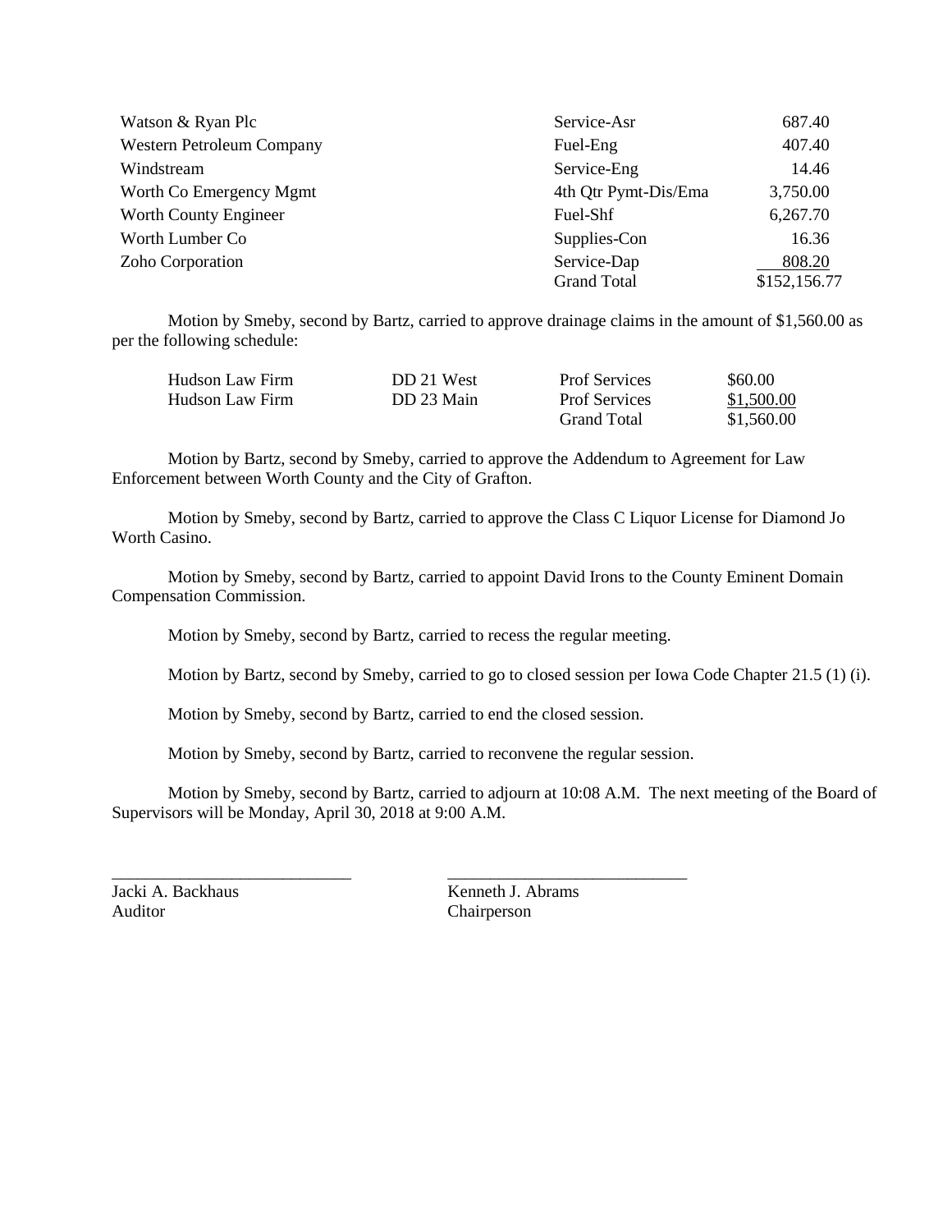| | | |
|---|---|---|
| Watson & Ryan Plc | Service-Asr | 687.40 |
| Western Petroleum Company | Fuel-Eng | 407.40 |
| Windstream | Service-Eng | 14.46 |
| Worth Co Emergency Mgmt | 4th Qtr Pymt-Dis/Ema | 3,750.00 |
| Worth County Engineer | Fuel-Shf | 6,267.70 |
| Worth Lumber Co | Supplies-Con | 16.36 |
| Zoho Corporation | Service-Dap | 808.20 |
| | Grand Total | $152,156.77 |

Motion by Smeby, second by Bartz, carried to approve drainage claims in the amount of $1,560.00 as per the following schedule:

| | | | |
|---|---|---|---|
| Hudson Law Firm | DD 21 West | Prof Services | $60.00 |
| Hudson Law Firm | DD 23 Main | Prof Services | $1,500.00 |
| | | Grand Total | $1,560.00 |

Motion by Bartz, second by Smeby, carried to approve the Addendum to Agreement for Law Enforcement between Worth County and the City of Grafton.

Motion by Smeby, second by Bartz, carried to approve the Class C Liquor License for Diamond Jo Worth Casino.

Motion by Smeby, second by Bartz, carried to appoint David Irons to the County Eminent Domain Compensation Commission.

Motion by Smeby, second by Bartz, carried to recess the regular meeting.

Motion by Bartz, second by Smeby, carried to go to closed session per Iowa Code Chapter 21.5 (1) (i).

Motion by Smeby, second by Bartz, carried to end the closed session.

Motion by Smeby, second by Bartz, carried to reconvene the regular session.

Motion by Smeby, second by Bartz, carried to adjourn at 10:08 A.M. The next meeting of the Board of Supervisors will be Monday, April 30, 2018 at 9:00 A.M.

_____________________________ _____________________________

Jacki A. Backhaus
Auditor

Kenneth J. Abrams
Chairperson